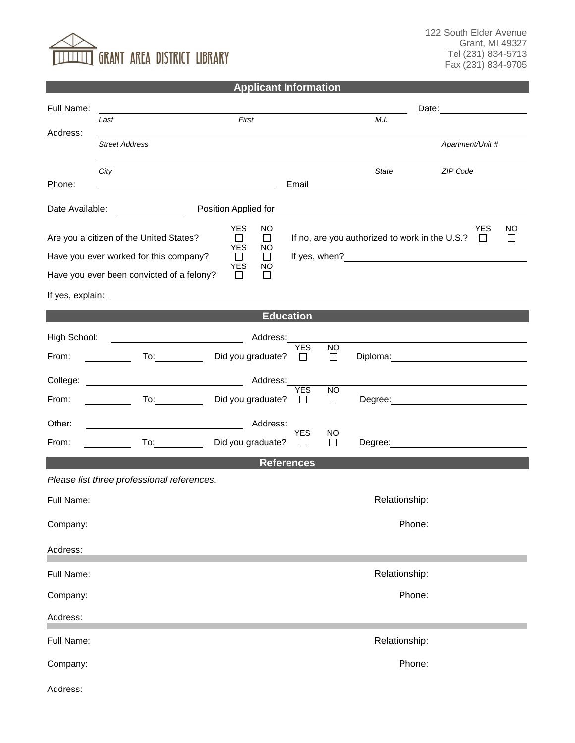GRANT AREA DISTRICT LIBRARY

122 South Elder Avenue
Grant, MI 49327
Tel (231) 834-5713
Fax (231) 834-9705

## Applicant Information

Full Name: ______________________________________________ Date: ____________
*Last* *First* *M.I.*

Address: ______________________________________________
*Street Address* *Apartment/Unit #*

______________________________________________
*City* *State* *ZIP Code*

Phone: ____________________ Email ____________________

Date Available: ____________ Position Applied for ____________________

Are you a citizen of the United States? YES ☐ NO ☐ If no, are you authorized to work in the U.S.? YES ☐ NO ☐

Have you ever worked for this company? YES ☐ NO ☐ If yes, when? ____________________

Have you ever been convicted of a felony? YES ☐ NO ☐

If yes, explain: ______________________________________________

## Education

High School: ____________________ Address: ____________________

From: ________ To: ________ Did you graduate? YES ☐ NO ☐ Diploma: ____________________

College: ____________________ Address: ____________________

From: ________ To: ________ Did you graduate? YES ☐ NO ☐ Degree: ____________________

Other: ____________________ Address: ____________________

From: ________ To: ________ Did you graduate? YES ☐ NO ☐ Degree: ____________________

## References

*Please list three professional references.*

Full Name: Relationship:

Company: Phone:

Address:

---

Full Name: Relationship:

Company: Phone:

Address:

---

Full Name: Relationship:

Company: Phone:

Address: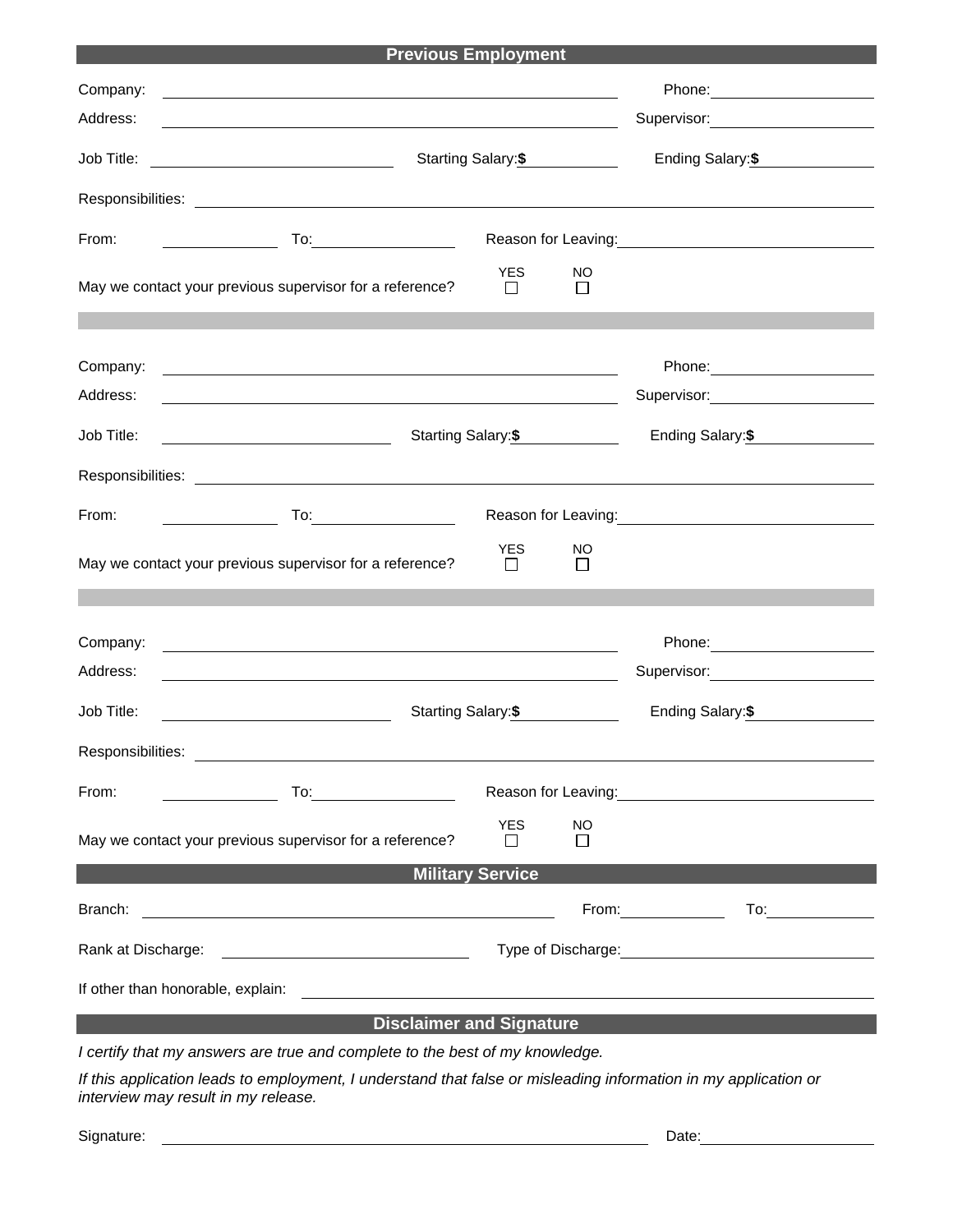## Previous Employment

Company: ______________________________ Phone: ______________

Address: ______________________________ Supervisor: ______________

Job Title: ______________ Starting Salary: $ ______________ Ending Salary: $ ______________

Responsibilities: ______________________________

From: ______________ To: ______________ Reason for Leaving: ______________

May we contact your previous supervisor for a reference? YES ☐ NO ☐

---

Company: ______________________________ Phone: ______________

Address: ______________________________ Supervisor: ______________

Job Title: ______________ Starting Salary: $ ______________ Ending Salary: $ ______________

Responsibilities: ______________________________

From: ______________ To: ______________ Reason for Leaving: ______________

May we contact your previous supervisor for a reference? YES ☐ NO ☐

---

Company: ______________________________ Phone: ______________

Address: ______________________________ Supervisor: ______________

Job Title: ______________ Starting Salary: $ ______________ Ending Salary: $ ______________

Responsibilities: ______________________________

From: ______________ To: ______________ Reason for Leaving: ______________

May we contact your previous supervisor for a reference? YES ☐ NO ☐

## Military Service

Branch: ______________________________ From: ______________ To: ______________

Rank at Discharge: ______________ Type of Discharge: ______________

If other than honorable, explain: ______________________________

## Disclaimer and Signature

*I certify that my answers are true and complete to the best of my knowledge.*

*If this application leads to employment, I understand that false or misleading information in my application or interview may result in my release.*

Signature: ______________________________ Date: ______________